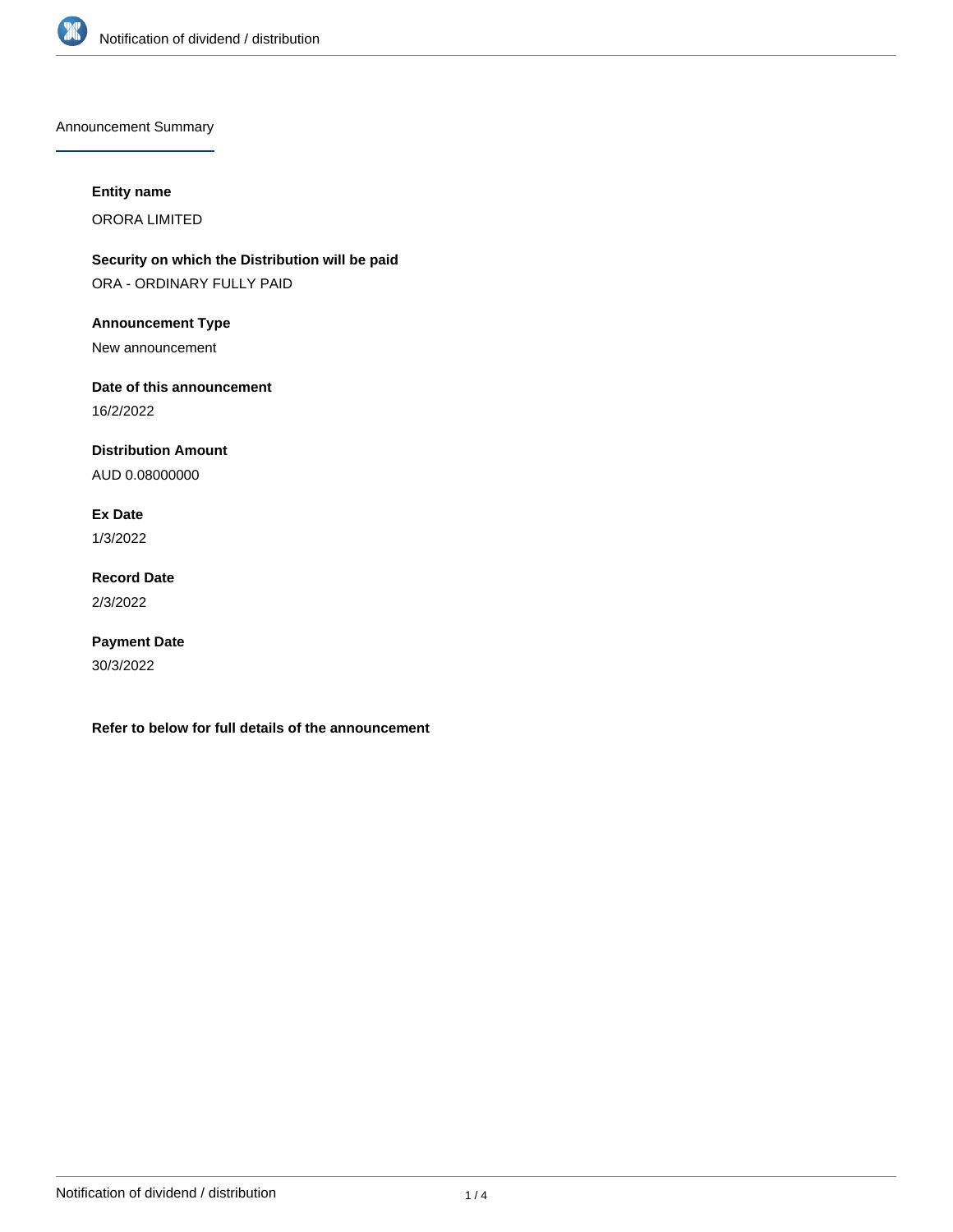## Announcement Summary

**Entity name**

ORORA LIMITED

**Security on which the Distribution will be paid**

ORA - ORDINARY FULLY PAID

**Announcement Type**

New announcement

**Date of this announcement**

16/2/2022

**Distribution Amount**

AUD 0.08000000

**Ex Date**

1/3/2022

**Record Date**

2/3/2022

**Payment Date**

30/3/2022

**Refer to below for full details of the announcement**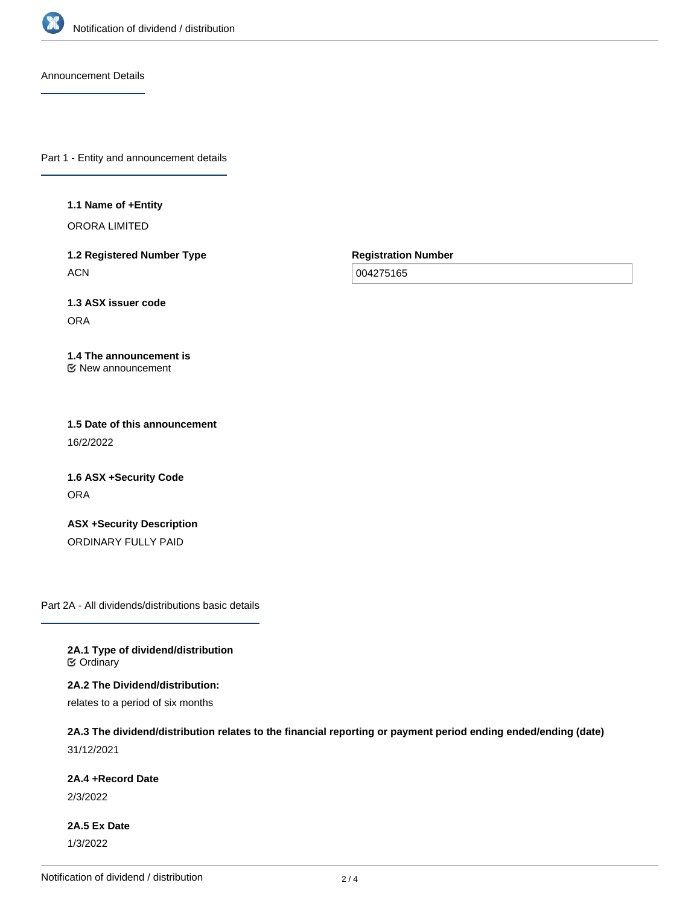Announcement Details

## Part 1 - Entity and announcement details

**1.1 Name of +Entity**

ORORA LIMITED

**1.2 Registered Number Type**

ACN

**Registration Number**

004275165

**1.3 ASX issuer code**

ORA

**1.4 The announcement is**

New announcement

**1.5 Date of this announcement**

16/2/2022

**1.6 ASX +Security Code**

ORA

**ASX +Security Description**

ORDINARY FULLY PAID

## Part 2A - All dividends/distributions basic details

**2A.1 Type of dividend/distribution**

Ordinary

**2A.2 The Dividend/distribution:**

relates to a period of six months

**2A.3 The dividend/distribution relates to the financial reporting or payment period ending ended/ending (date)**

31/12/2021

**2A.4 +Record Date**

2/3/2022

**2A.5 Ex Date**

1/3/2022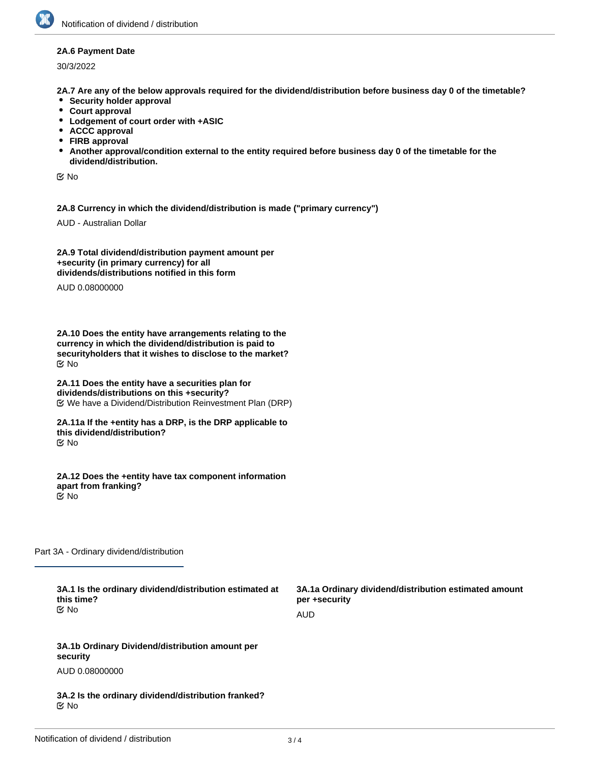**2A.6 Payment Date**

30/3/2022

**2A.7 Are any of the below approvals required for the dividend/distribution before business day 0 of the timetable?**

- **Security holder approval**
- **Court approval**
- **Lodgement of court order with +ASIC**
- **ACCC approval**
- **FIRB approval**
- **Another approval/condition external to the entity required before business day 0 of the timetable for the dividend/distribution.**

☑ No

**2A.8 Currency in which the dividend/distribution is made ("primary currency")**

AUD - Australian Dollar

**2A.9 Total dividend/distribution payment amount per +security (in primary currency) for all dividends/distributions notified in this form**

AUD 0.08000000

**2A.10 Does the entity have arrangements relating to the currency in which the dividend/distribution is paid to securityholders that it wishes to disclose to the market?**

☑ No

**2A.11 Does the entity have a securities plan for dividends/distributions on this +security?**

☑ We have a Dividend/Distribution Reinvestment Plan (DRP)

**2A.11a If the +entity has a DRP, is the DRP applicable to this dividend/distribution?**

☑ No

**2A.12 Does the +entity have tax component information apart from franking?**

☑ No

## Part 3A - Ordinary dividend/distribution

**3A.1 Is the ordinary dividend/distribution estimated at this time?**

☑ No

**3A.1a Ordinary dividend/distribution estimated amount per +security**

AUD

**3A.1b Ordinary Dividend/distribution amount per security**

AUD 0.08000000

**3A.2 Is the ordinary dividend/distribution franked?**

☑ No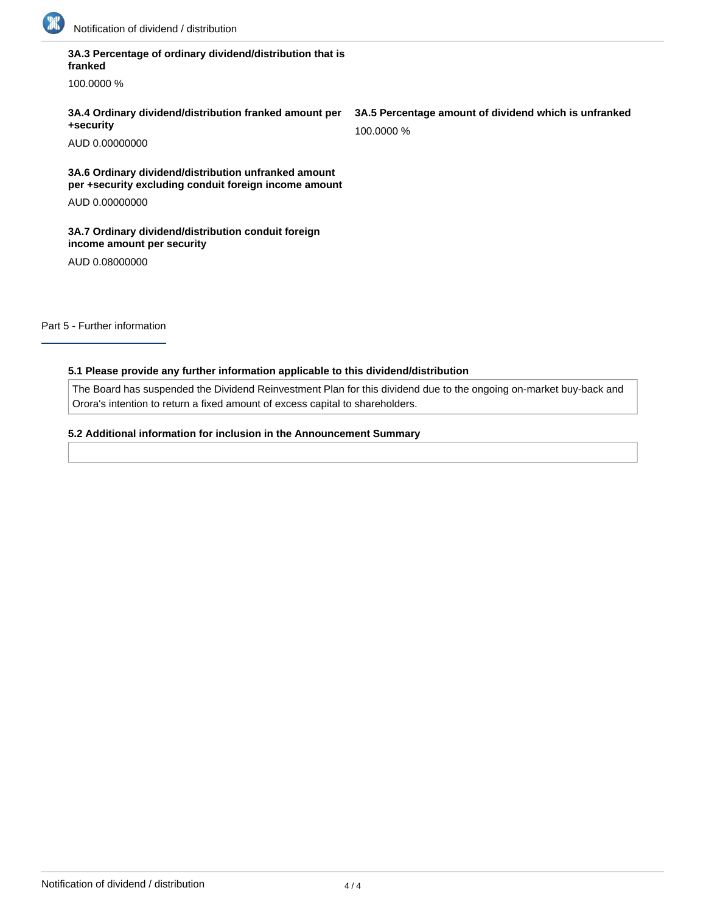**3A.3 Percentage of ordinary dividend/distribution that is franked**

100.0000 %

**3A.4 Ordinary dividend/distribution franked amount per +security**

AUD 0.00000000

**3A.5 Percentage amount of dividend which is unfranked**

100.0000 %

**3A.6 Ordinary dividend/distribution unfranked amount per +security excluding conduit foreign income amount**

AUD 0.00000000

**3A.7 Ordinary dividend/distribution conduit foreign income amount per security**

AUD 0.08000000

## Part 5 - Further information

**5.1 Please provide any further information applicable to this dividend/distribution**

The Board has suspended the Dividend Reinvestment Plan for this dividend due to the ongoing on-market buy-back and Orora's intention to return a fixed amount of excess capital to shareholders.

**5.2 Additional information for inclusion in the Announcement Summary**